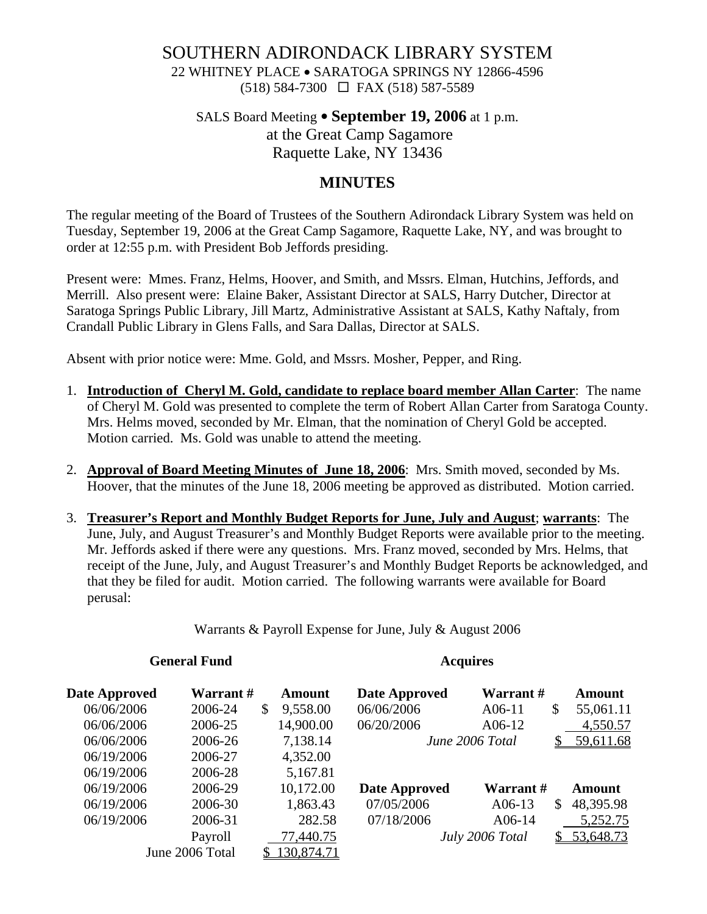# SOUTHERN ADIRONDACK LIBRARY SYSTEM

22 WHITNEY PLACE • SARATOGA SPRINGS NY 12866-4596
(518) 584-7300 ☐ FAX (518) 587-5589

SALS Board Meeting • **September 19, 2006** at 1 p.m.
at the Great Camp Sagamore
Raquette Lake, NY 13436

## MINUTES

The regular meeting of the Board of Trustees of the Southern Adirondack Library System was held on Tuesday, September 19, 2006 at the Great Camp Sagamore, Raquette Lake, NY, and was brought to order at 12:55 p.m. with President Bob Jeffords presiding.

Present were: Mmes. Franz, Helms, Hoover, and Smith, and Mssrs. Elman, Hutchins, Jeffords, and Merrill. Also present were: Elaine Baker, Assistant Director at SALS, Harry Dutcher, Director at Saratoga Springs Public Library, Jill Martz, Administrative Assistant at SALS, Kathy Naftaly, from Crandall Public Library in Glens Falls, and Sara Dallas, Director at SALS.

Absent with prior notice were: Mme. Gold, and Mssrs. Mosher, Pepper, and Ring.

1. **Introduction of Cheryl M. Gold, candidate to replace board member Allan Carter**: The name of Cheryl M. Gold was presented to complete the term of Robert Allan Carter from Saratoga County. Mrs. Helms moved, seconded by Mr. Elman, that the nomination of Cheryl Gold be accepted. Motion carried. Ms. Gold was unable to attend the meeting.

2. **Approval of Board Meeting Minutes of June 18, 2006**: Mrs. Smith moved, seconded by Ms. Hoover, that the minutes of the June 18, 2006 meeting be approved as distributed. Motion carried.

3. **Treasurer's Report and Monthly Budget Reports for June, July and August**; **warrants**: The June, July, and August Treasurer's and Monthly Budget Reports were available prior to the meeting. Mr. Jeffords asked if there were any questions. Mrs. Franz moved, seconded by Mrs. Helms, that receipt of the June, July, and August Treasurer's and Monthly Budget Reports be acknowledged, and that they be filed for audit. Motion carried. The following warrants were available for Board perusal:

Warrants & Payroll Expense for June, July & August 2006

**General Fund**

| Date Approved | Warrant # | Amount |
|---|---|---|
| 06/06/2006 | 2006-24 | $ 9,558.00 |
| 06/06/2006 | 2006-25 | 14,900.00 |
| 06/06/2006 | 2006-26 | 7,138.14 |
| 06/19/2006 | 2006-27 | 4,352.00 |
| 06/19/2006 | 2006-28 | 5,167.81 |
| 06/19/2006 | 2006-29 | 10,172.00 |
| 06/19/2006 | 2006-30 | 1,863.43 |
| 06/19/2006 | 2006-31 | 282.58 |
| | Payroll | 77,440.75 |
| | June 2006 Total | $ 130,874.71 |

**Acquires**

| Date Approved | Warrant # | Amount |
|---|---|---|
| 06/06/2006 | A06-11 | $ 55,061.11 |
| 06/20/2006 | A06-12 | 4,550.57 |
| | *June 2006 Total* | $ 59,611.68 |

| Date Approved | Warrant # | Amount |
|---|---|---|
| 07/05/2006 | A06-13 | $ 48,395.98 |
| 07/18/2006 | A06-14 | 5,252.75 |
| | *July 2006 Total* | $ 53,648.73 |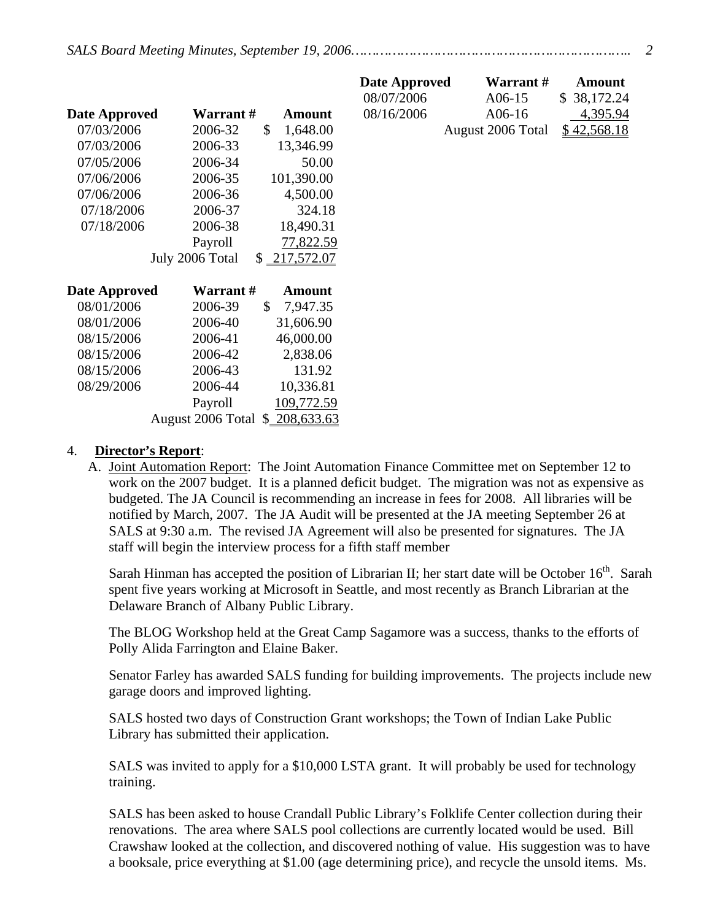| Date Approved | Warrant # | Amount |
|---|---|---|
| 07/03/2006 | 2006-32 | $ 1,648.00 |
| 07/03/2006 | 2006-33 | 13,346.99 |
| 07/05/2006 | 2006-34 | 50.00 |
| 07/06/2006 | 2006-35 | 101,390.00 |
| 07/06/2006 | 2006-36 | 4,500.00 |
| 07/18/2006 | 2006-37 | 324.18 |
| 07/18/2006 | 2006-38 | 18,490.31 |
| | Payroll | 77,822.59 |
| | July 2006 Total | $ 217,572.07 |

| Date Approved | Warrant # | Amount |
|---|---|---|
| 08/01/2006 | 2006-39 | $ 7,947.35 |
| 08/01/2006 | 2006-40 | 31,606.90 |
| 08/15/2006 | 2006-41 | 46,000.00 |
| 08/15/2006 | 2006-42 | 2,838.06 |
| 08/15/2006 | 2006-43 | 131.92 |
| 08/29/2006 | 2006-44 | 10,336.81 |
| | Payroll | 109,772.59 |
| | August 2006 Total | $ 208,633.63 |

| Date Approved | Warrant # | Amount |
|---|---|---|
| 08/07/2006 | A06-15 | $ 38,172.24 |
| 08/16/2006 | A06-16 | 4,395.94 |
| | August 2006 Total | $ 42,568.18 |

4. **Director's Report**:

   A. Joint Automation Report: The Joint Automation Finance Committee met on September 12 to work on the 2007 budget. It is a planned deficit budget. The migration was not as expensive as budgeted. The JA Council is recommending an increase in fees for 2008. All libraries will be notified by March, 2007. The JA Audit will be presented at the JA meeting September 26 at SALS at 9:30 a.m. The revised JA Agreement will also be presented for signatures. The JA staff will begin the interview process for a fifth staff member

   Sarah Hinman has accepted the position of Librarian II; her start date will be October 16th. Sarah spent five years working at Microsoft in Seattle, and most recently as Branch Librarian at the Delaware Branch of Albany Public Library.

   The BLOG Workshop held at the Great Camp Sagamore was a success, thanks to the efforts of Polly Alida Farrington and Elaine Baker.

   Senator Farley has awarded SALS funding for building improvements. The projects include new garage doors and improved lighting.

   SALS hosted two days of Construction Grant workshops; the Town of Indian Lake Public Library has submitted their application.

   SALS was invited to apply for a $10,000 LSTA grant. It will probably be used for technology training.

   SALS has been asked to house Crandall Public Library's Folklife Center collection during their renovations. The area where SALS pool collections are currently located would be used. Bill Crawshaw looked at the collection, and discovered nothing of value. His suggestion was to have a booksale, price everything at $1.00 (age determining price), and recycle the unsold items. Ms.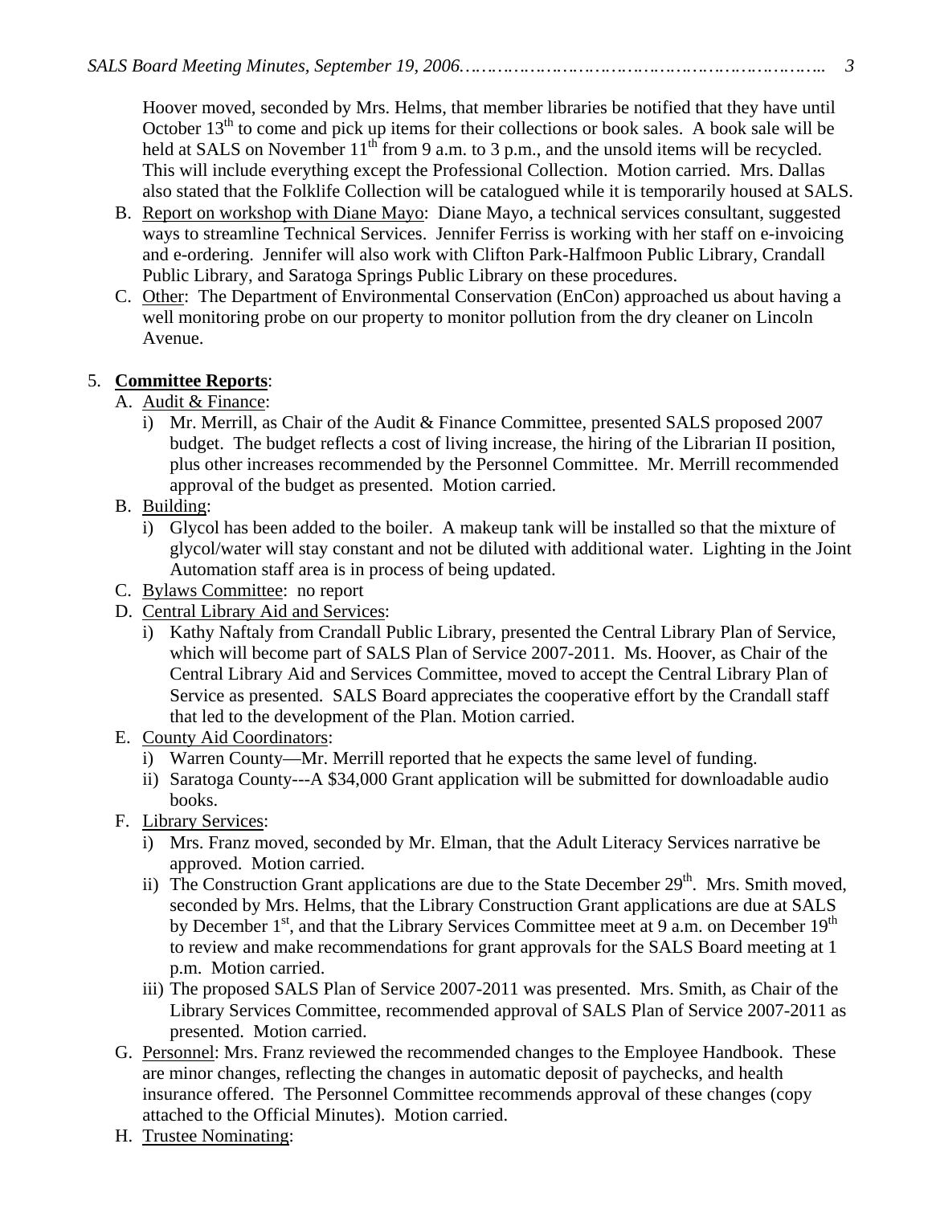Hoover moved, seconded by Mrs. Helms, that member libraries be notified that they have until October 13th to come and pick up items for their collections or book sales. A book sale will be held at SALS on November 11th from 9 a.m. to 3 p.m., and the unsold items will be recycled. This will include everything except the Professional Collection. Motion carried. Mrs. Dallas also stated that the Folklife Collection will be catalogued while it is temporarily housed at SALS.

B. Report on workshop with Diane Mayo: Diane Mayo, a technical services consultant, suggested ways to streamline Technical Services. Jennifer Ferriss is working with her staff on e-invoicing and e-ordering. Jennifer will also work with Clifton Park-Halfmoon Public Library, Crandall Public Library, and Saratoga Springs Public Library on these procedures.

C. Other: The Department of Environmental Conservation (EnCon) approached us about having a well monitoring probe on our property to monitor pollution from the dry cleaner on Lincoln Avenue.

5. **Committee Reports**:

A. Audit & Finance:
   i) Mr. Merrill, as Chair of the Audit & Finance Committee, presented SALS proposed 2007 budget. The budget reflects a cost of living increase, the hiring of the Librarian II position, plus other increases recommended by the Personnel Committee. Mr. Merrill recommended approval of the budget as presented. Motion carried.

B. Building:
   i) Glycol has been added to the boiler. A makeup tank will be installed so that the mixture of glycol/water will stay constant and not be diluted with additional water. Lighting in the Joint Automation staff area is in process of being updated.

C. Bylaws Committee: no report

D. Central Library Aid and Services:
   i) Kathy Naftaly from Crandall Public Library, presented the Central Library Plan of Service, which will become part of SALS Plan of Service 2007-2011. Ms. Hoover, as Chair of the Central Library Aid and Services Committee, moved to accept the Central Library Plan of Service as presented. SALS Board appreciates the cooperative effort by the Crandall staff that led to the development of the Plan. Motion carried.

E. County Aid Coordinators:
   i) Warren County—Mr. Merrill reported that he expects the same level of funding.
   ii) Saratoga County---A $34,000 Grant application will be submitted for downloadable audio books.

F. Library Services:
   i) Mrs. Franz moved, seconded by Mr. Elman, that the Adult Literacy Services narrative be approved. Motion carried.
   ii) The Construction Grant applications are due to the State December 29th. Mrs. Smith moved, seconded by Mrs. Helms, that the Library Construction Grant applications are due at SALS by December 1st, and that the Library Services Committee meet at 9 a.m. on December 19th to review and make recommendations for grant approvals for the SALS Board meeting at 1 p.m. Motion carried.
   iii) The proposed SALS Plan of Service 2007-2011 was presented. Mrs. Smith, as Chair of the Library Services Committee, recommended approval of SALS Plan of Service 2007-2011 as presented. Motion carried.

G. Personnel: Mrs. Franz reviewed the recommended changes to the Employee Handbook. These are minor changes, reflecting the changes in automatic deposit of paychecks, and health insurance offered. The Personnel Committee recommends approval of these changes (copy attached to the Official Minutes). Motion carried.

H. Trustee Nominating: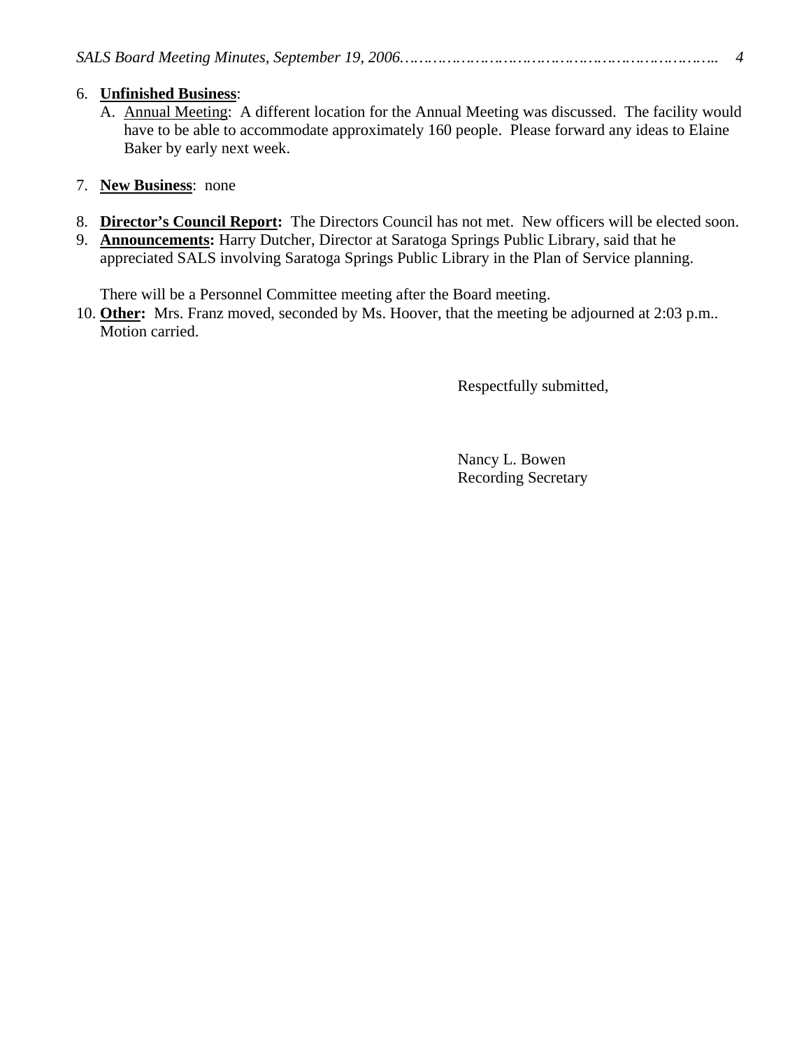6. **Unfinished Business**:
   A. Annual Meeting: A different location for the Annual Meeting was discussed. The facility would have to be able to accommodate approximately 160 people. Please forward any ideas to Elaine Baker by early next week.

7. **New Business**: none

8. **Director's Council Report:** The Directors Council has not met. New officers will be elected soon.
9. **Announcements:** Harry Dutcher, Director at Saratoga Springs Public Library, said that he appreciated SALS involving Saratoga Springs Public Library in the Plan of Service planning.

   There will be a Personnel Committee meeting after the Board meeting.
10. **Other:** Mrs. Franz moved, seconded by Ms. Hoover, that the meeting be adjourned at 2:03 p.m.. Motion carried.

Respectfully submitted,

Nancy L. Bowen
Recording Secretary